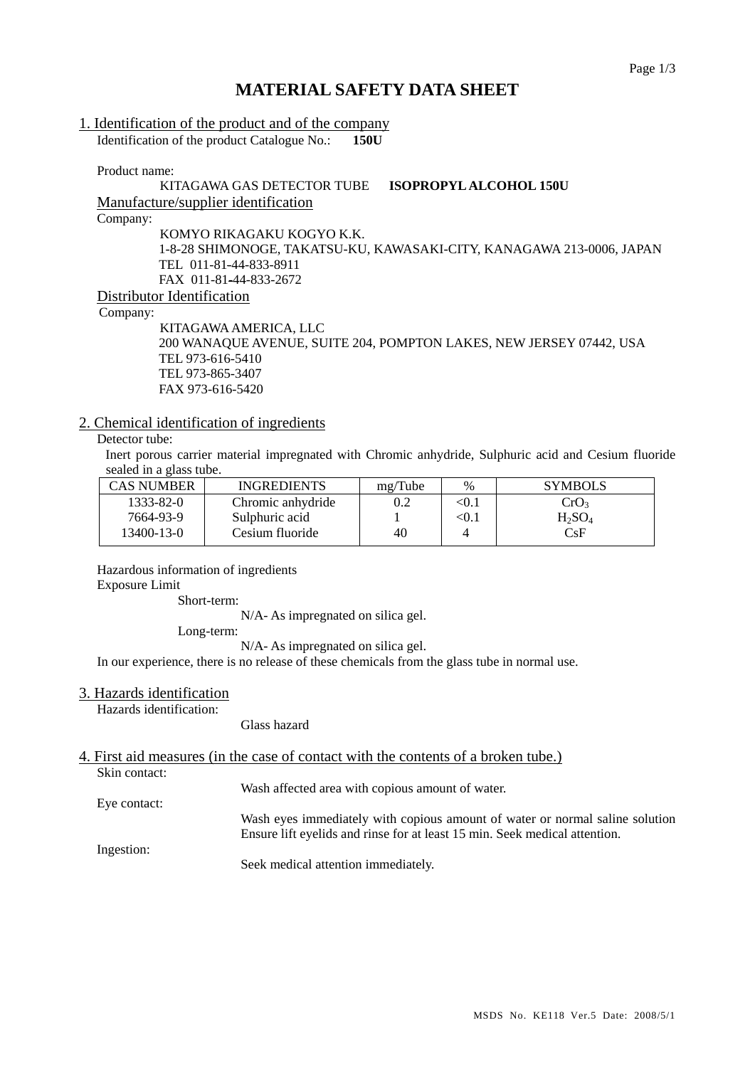# MATERIAL SAFETY DATA SHEET

## 1. Identification of the product and of the company

Identification of the product Catalogue No.: **150U**

Product name:

KITAGAWA GAS DETECTOR TUBE **ISOPROPYL ALCOHOL 150U**

### Manufacture/supplier identification

Company:

KOMYO RIKAGAKU KOGYO K.K.
1-8-28 SHIMONOGE, TAKATSU-KU, KAWASAKI-CITY, KANAGAWA 213-0006, JAPAN
TEL 011-81-44-833-8911
FAX 011-81-44-833-2672

### Distributor Identification

Company:

KITAGAWA AMERICA, LLC
200 WANAQUE AVENUE, SUITE 204, POMPTON LAKES, NEW JERSEY 07442, USA
TEL 973-616-5410
TEL 973-865-3407
FAX 973-616-5420

## 2. Chemical identification of ingredients

Detector tube:

Inert porous carrier material impregnated with Chromic anhydride, Sulphuric acid and Cesium fluoride sealed in a glass tube.

| CAS NUMBER | INGREDIENTS | mg/Tube | % | SYMBOLS |
|---|---|---|---|---|
| 1333-82-0 | Chromic anhydride | 0.2 | <0.1 | $CrO_3$ |
| 7664-93-9 | Sulphuric acid | 1 | <0.1 | $H_2SO_4$ |
| 13400-13-0 | Cesium fluoride | 40 | 4 | CsF |

Hazardous information of ingredients

Exposure Limit

Short-term:

N/A- As impregnated on silica gel.

Long-term:

N/A- As impregnated on silica gel.

In our experience, there is no release of these chemicals from the glass tube in normal use.

## 3. Hazards identification

Hazards identification:

Glass hazard

## 4. First aid measures (in the case of contact with the contents of a broken tube.)

Skin contact:

Wash affected area with copious amount of water.

Eye contact:

Wash eyes immediately with copious amount of water or normal saline solution Ensure lift eyelids and rinse for at least 15 min. Seek medical attention.

Ingestion:

Seek medical attention immediately.

MSDS No. KE118 Ver.5 Date: 2008/5/1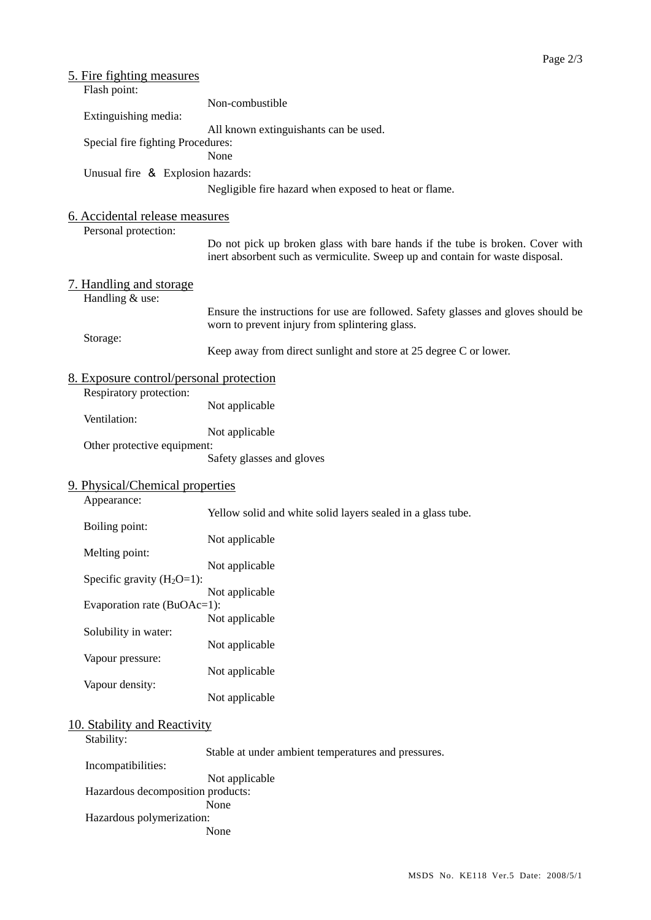## 5. Fire fighting measures

Flash point:

Non-combustible

Extinguishing media:

All known extinguishants can be used.

Special fire fighting Procedures:

None

Unusual fire ＆ Explosion hazards:

Negligible fire hazard when exposed to heat or flame.

## 6. Accidental release measures

Personal protection:

Do not pick up broken glass with bare hands if the tube is broken. Cover with inert absorbent such as vermiculite. Sweep up and contain for waste disposal.

## 7. Handling and storage

Handling & use:

Ensure the instructions for use are followed. Safety glasses and gloves should be worn to prevent injury from splintering glass.

Storage:

Keep away from direct sunlight and store at 25 degree C or lower.

## 8. Exposure control/personal protection

Respiratory protection:

Not applicable

Ventilation:

Not applicable

Other protective equipment:

Safety glasses and gloves

## 9. Physical/Chemical properties

Appearance:

Yellow solid and white solid layers sealed in a glass tube.

Boiling point:

Not applicable

Melting point:

Not applicable

Specific gravity ($H_2O$=1):

Not applicable

Evaporation rate (BuOAc=1):

Not applicable

Solubility in water:

Not applicable

Vapour pressure:

Not applicable

Vapour density:

Not applicable

## 10. Stability and Reactivity

Stability:

Stable at under ambient temperatures and pressures.

Incompatibilities:

Not applicable

Hazardous decomposition products:

None

Hazardous polymerization:

None

MSDS No. KE118 Ver.5 Date: 2008/5/1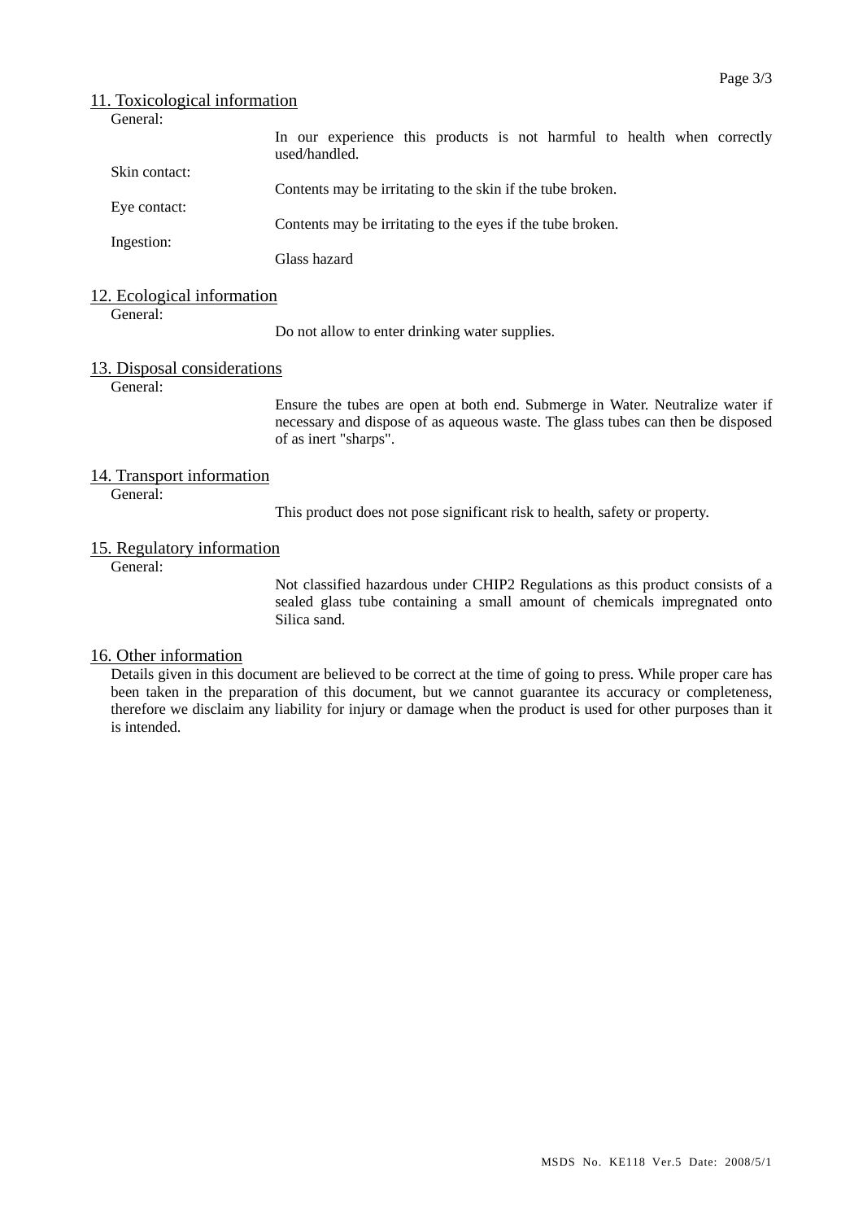## 11. Toxicological information

General:

In our experience this products is not harmful to health when correctly used/handled.

Skin contact:

Contents may be irritating to the skin if the tube broken.

Eye contact:

Contents may be irritating to the eyes if the tube broken.

Ingestion:

Glass hazard

## 12. Ecological information

General:

Do not allow to enter drinking water supplies.

## 13. Disposal considerations

General:

Ensure the tubes are open at both end. Submerge in Water. Neutralize water if necessary and dispose of as aqueous waste. The glass tubes can then be disposed of as inert "sharps".

## 14. Transport information

General:

This product does not pose significant risk to health, safety or property.

## 15. Regulatory information

General:

Not classified hazardous under CHIP2 Regulations as this product consists of a sealed glass tube containing a small amount of chemicals impregnated onto Silica sand.

## 16. Other information

Details given in this document are believed to be correct at the time of going to press. While proper care has been taken in the preparation of this document, but we cannot guarantee its accuracy or completeness, therefore we disclaim any liability for injury or damage when the product is used for other purposes than it is intended.